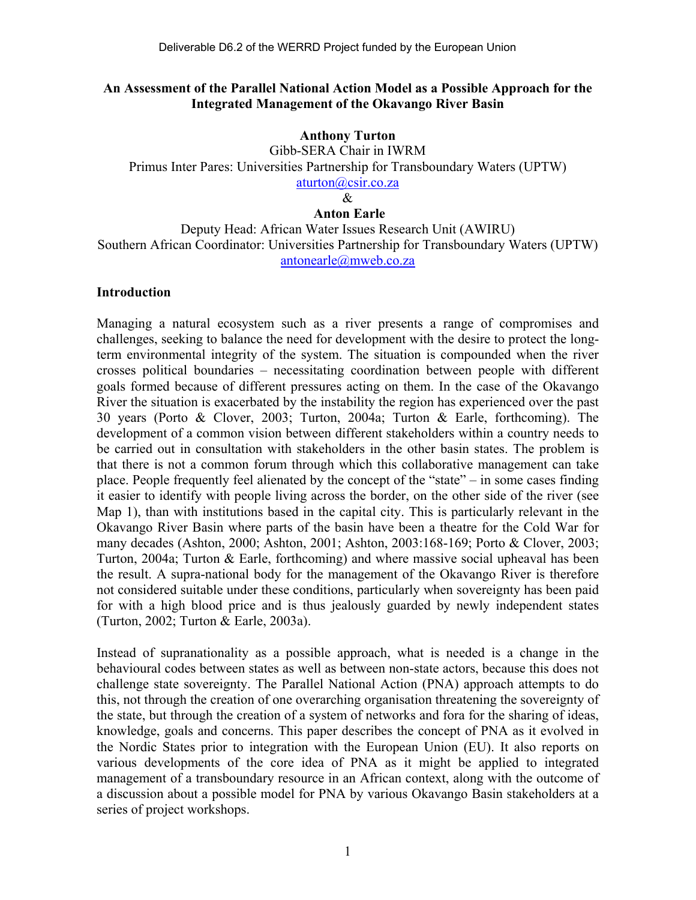# An Assessment of the Parallel National Action Model as a Possible Approach for the Integrated Management of the Okavango River Basin

**Anthony Turton**
Gibb-SERA Chair in IWRM
Primus Inter Pares: Universities Partnership for Transboundary Waters (UPTW)
aturton@csir.co.za
&
**Anton Earle**
Deputy Head: African Water Issues Research Unit (AWIRU)
Southern African Coordinator: Universities Partnership for Transboundary Waters (UPTW)
antonearle@mweb.co.za

## Introduction

Managing a natural ecosystem such as a river presents a range of compromises and challenges, seeking to balance the need for development with the desire to protect the long-term environmental integrity of the system. The situation is compounded when the river crosses political boundaries – necessitating coordination between people with different goals formed because of different pressures acting on them. In the case of the Okavango River the situation is exacerbated by the instability the region has experienced over the past 30 years (Porto & Clover, 2003; Turton, 2004a; Turton & Earle, forthcoming). The development of a common vision between different stakeholders within a country needs to be carried out in consultation with stakeholders in the other basin states. The problem is that there is not a common forum through which this collaborative management can take place. People frequently feel alienated by the concept of the "state" – in some cases finding it easier to identify with people living across the border, on the other side of the river (see Map 1), than with institutions based in the capital city. This is particularly relevant in the Okavango River Basin where parts of the basin have been a theatre for the Cold War for many decades (Ashton, 2000; Ashton, 2001; Ashton, 2003:168-169; Porto & Clover, 2003; Turton, 2004a; Turton & Earle, forthcoming) and where massive social upheaval has been the result. A supra-national body for the management of the Okavango River is therefore not considered suitable under these conditions, particularly when sovereignty has been paid for with a high blood price and is thus jealously guarded by newly independent states (Turton, 2002; Turton & Earle, 2003a).

Instead of supranationality as a possible approach, what is needed is a change in the behavioural codes between states as well as between non-state actors, because this does not challenge state sovereignty. The Parallel National Action (PNA) approach attempts to do this, not through the creation of one overarching organisation threatening the sovereignty of the state, but through the creation of a system of networks and fora for the sharing of ideas, knowledge, goals and concerns. This paper describes the concept of PNA as it evolved in the Nordic States prior to integration with the European Union (EU). It also reports on various developments of the core idea of PNA as it might be applied to integrated management of a transboundary resource in an African context, along with the outcome of a discussion about a possible model for PNA by various Okavango Basin stakeholders at a series of project workshops.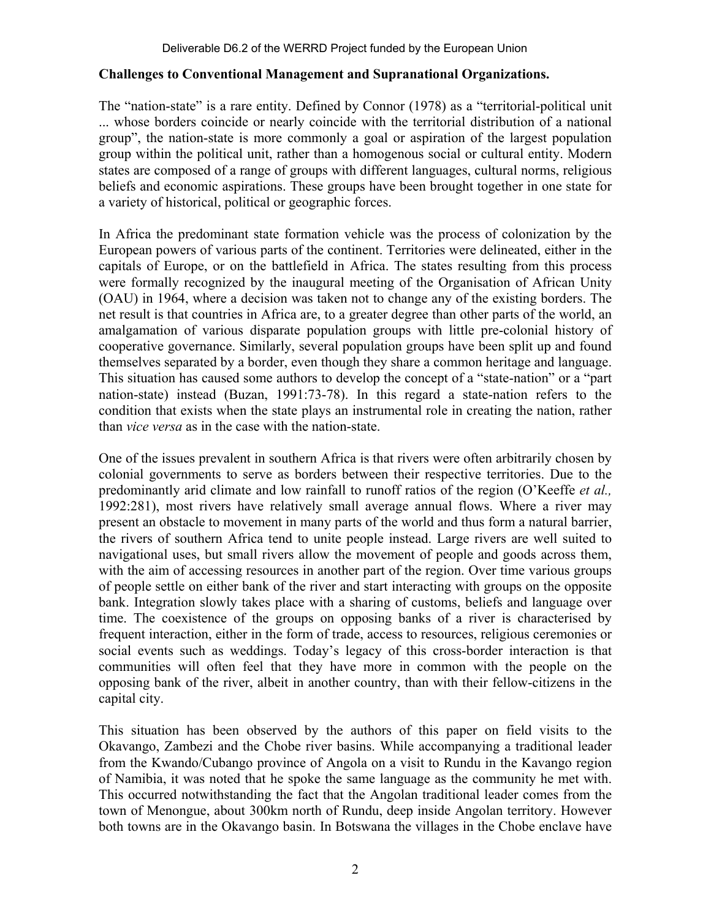**Challenges to Conventional Management and Supranational Organizations.**

The "nation-state" is a rare entity. Defined by Connor (1978) as a "territorial-political unit ... whose borders coincide or nearly coincide with the territorial distribution of a national group", the nation-state is more commonly a goal or aspiration of the largest population group within the political unit, rather than a homogenous social or cultural entity. Modern states are composed of a range of groups with different languages, cultural norms, religious beliefs and economic aspirations. These groups have been brought together in one state for a variety of historical, political or geographic forces.

In Africa the predominant state formation vehicle was the process of colonization by the European powers of various parts of the continent. Territories were delineated, either in the capitals of Europe, or on the battlefield in Africa. The states resulting from this process were formally recognized by the inaugural meeting of the Organisation of African Unity (OAU) in 1964, where a decision was taken not to change any of the existing borders. The net result is that countries in Africa are, to a greater degree than other parts of the world, an amalgamation of various disparate population groups with little pre-colonial history of cooperative governance. Similarly, several population groups have been split up and found themselves separated by a border, even though they share a common heritage and language. This situation has caused some authors to develop the concept of a "state-nation" or a "part nation-state) instead (Buzan, 1991:73-78). In this regard a state-nation refers to the condition that exists when the state plays an instrumental role in creating the nation, rather than *vice versa* as in the case with the nation-state.

One of the issues prevalent in southern Africa is that rivers were often arbitrarily chosen by colonial governments to serve as borders between their respective territories. Due to the predominantly arid climate and low rainfall to runoff ratios of the region (O'Keeffe *et al.,* 1992:281), most rivers have relatively small average annual flows. Where a river may present an obstacle to movement in many parts of the world and thus form a natural barrier, the rivers of southern Africa tend to unite people instead. Large rivers are well suited to navigational uses, but small rivers allow the movement of people and goods across them, with the aim of accessing resources in another part of the region. Over time various groups of people settle on either bank of the river and start interacting with groups on the opposite bank. Integration slowly takes place with a sharing of customs, beliefs and language over time. The coexistence of the groups on opposing banks of a river is characterised by frequent interaction, either in the form of trade, access to resources, religious ceremonies or social events such as weddings. Today's legacy of this cross-border interaction is that communities will often feel that they have more in common with the people on the opposing bank of the river, albeit in another country, than with their fellow-citizens in the capital city.

This situation has been observed by the authors of this paper on field visits to the Okavango, Zambezi and the Chobe river basins. While accompanying a traditional leader from the Kwando/Cubango province of Angola on a visit to Rundu in the Kavango region of Namibia, it was noted that he spoke the same language as the community he met with. This occurred notwithstanding the fact that the Angolan traditional leader comes from the town of Menongue, about 300km north of Rundu, deep inside Angolan territory. However both towns are in the Okavango basin. In Botswana the villages in the Chobe enclave have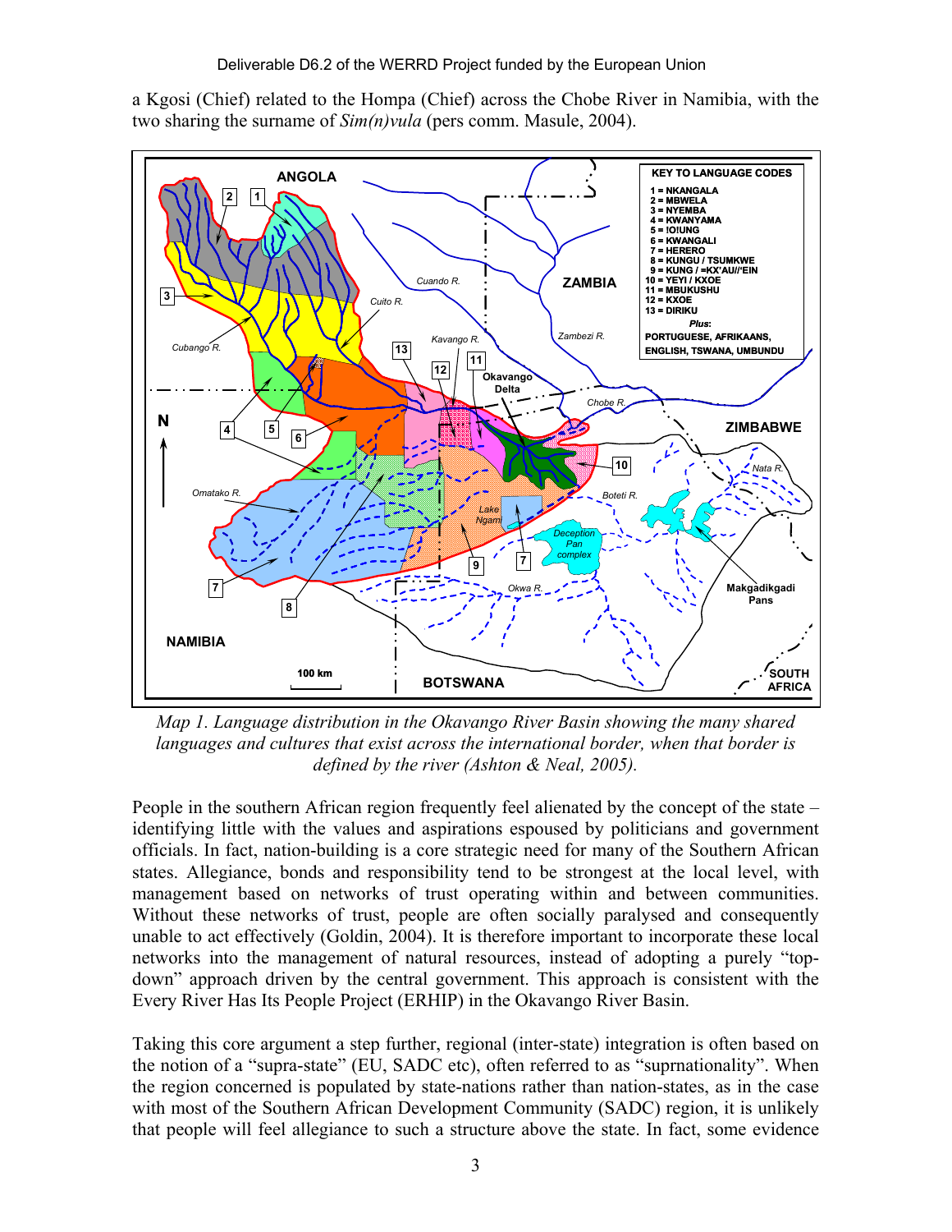a Kgosi (Chief) related to the Hompa (Chief) across the Chobe River in Namibia, with the two sharing the surname of *Sim(n)vula* (pers comm. Masule, 2004).

ANGOLA

ZAMBIA

ZIMBABWE

NAMIBIA

BOTSWANA

SOUTH AFRICA

N

100 km

KEY TO LANGUAGE CODES
1 = NKANGALA
2 = MBWELA
3 = NYEMBA
4 = KWANYAMA
5 = !O!UNG
6 = KWANGALI
7 = HERERO
8 = KUNGU / TSUMKWE
9 = KUNG / =KX'AU//'EIN
10 = YEYI / KXOE
11 = MBUKUSHU
12 = KXOE
13 = DIRIKU
Plus:
PORTUGUESE, AFRIKAANS, ENGLISH, TSWANA, UMBUNDU

Cubango R.
Cuito R.
Cuando R.
Kavango R.
Zambezi R.
Chobe R.
Okavango Delta
Omatako R.
Lake Ngami
Deception Pan complex
Boteti R.
Nata R.
Okwa R.
Makgadikgadi Pans

*Map 1. Language distribution in the Okavango River Basin showing the many shared languages and cultures that exist across the international border, when that border is defined by the river (Ashton & Neal, 2005).*

People in the southern African region frequently feel alienated by the concept of the state – identifying little with the values and aspirations espoused by politicians and government officials. In fact, nation-building is a core strategic need for many of the Southern African states. Allegiance, bonds and responsibility tend to be strongest at the local level, with management based on networks of trust operating within and between communities. Without these networks of trust, people are often socially paralysed and consequently unable to act effectively (Goldin, 2004). It is therefore important to incorporate these local networks into the management of natural resources, instead of adopting a purely "top-down" approach driven by the central government. This approach is consistent with the Every River Has Its People Project (ERHIP) in the Okavango River Basin.

Taking this core argument a step further, regional (inter-state) integration is often based on the notion of a "supra-state" (EU, SADC etc), often referred to as "suprnationality". When the region concerned is populated by state-nations rather than nation-states, as in the case with most of the Southern African Development Community (SADC) region, it is unlikely that people will feel allegiance to such a structure above the state. In fact, some evidence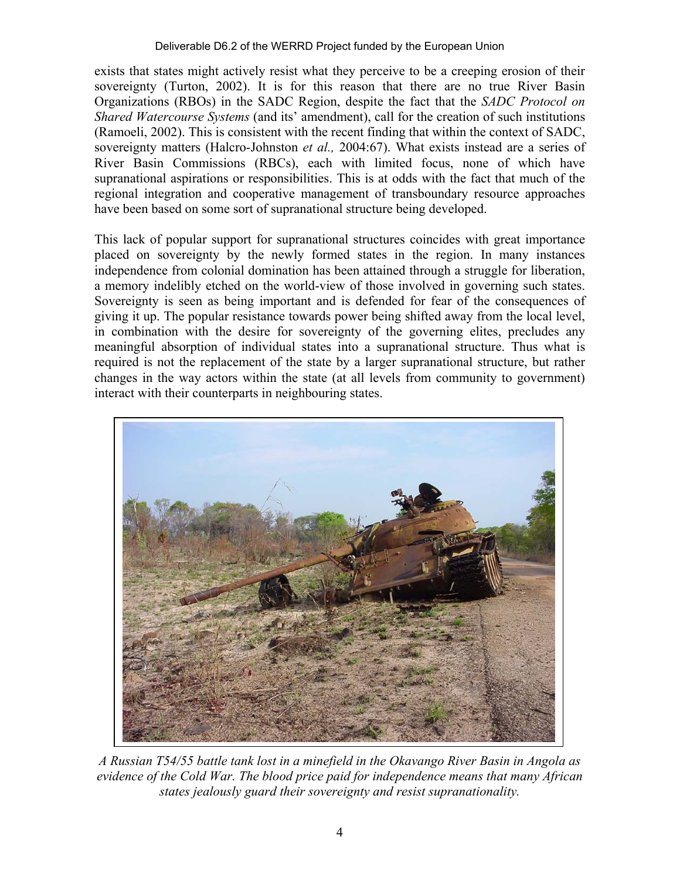exists that states might actively resist what they perceive to be a creeping erosion of their sovereignty (Turton, 2002). It is for this reason that there are no true River Basin Organizations (RBOs) in the SADC Region, despite the fact that the *SADC Protocol on Shared Watercourse Systems* (and its' amendment), call for the creation of such institutions (Ramoeli, 2002). This is consistent with the recent finding that within the context of SADC, sovereignty matters (Halcro-Johnston *et al.,* 2004:67). What exists instead are a series of River Basin Commissions (RBCs), each with limited focus, none of which have supranational aspirations or responsibilities. This is at odds with the fact that much of the regional integration and cooperative management of transboundary resource approaches have been based on some sort of supranational structure being developed.

This lack of popular support for supranational structures coincides with great importance placed on sovereignty by the newly formed states in the region. In many instances independence from colonial domination has been attained through a struggle for liberation, a memory indelibly etched on the world-view of those involved in governing such states. Sovereignty is seen as being important and is defended for fear of the consequences of giving it up. The popular resistance towards power being shifted away from the local level, in combination with the desire for sovereignty of the governing elites, precludes any meaningful absorption of individual states into a supranational structure. Thus what is required is not the replacement of the state by a larger supranational structure, but rather changes in the way actors within the state (at all levels from community to government) interact with their counterparts in neighbouring states.

*A Russian T54/55 battle tank lost in a minefield in the Okavango River Basin in Angola as evidence of the Cold War. The blood price paid for independence means that many African states jealously guard their sovereignty and resist supranationality.*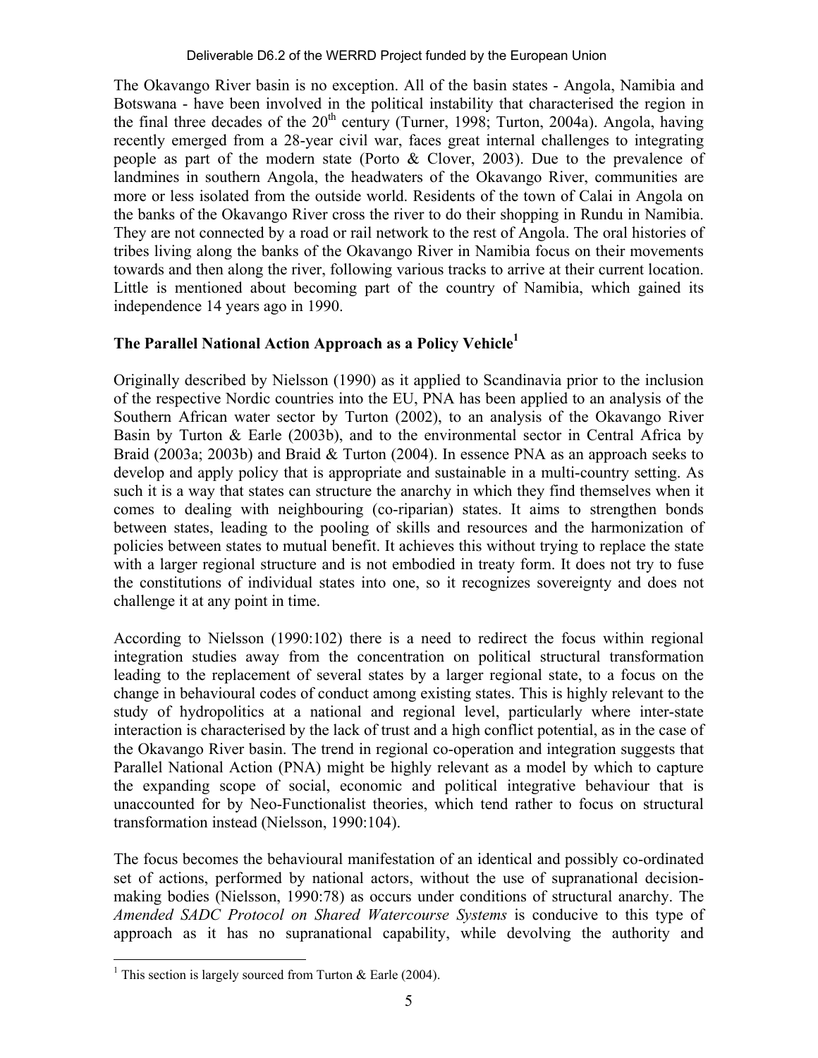The Okavango River basin is no exception. All of the basin states - Angola, Namibia and Botswana - have been involved in the political instability that characterised the region in the final three decades of the 20th century (Turner, 1998; Turton, 2004a). Angola, having recently emerged from a 28-year civil war, faces great internal challenges to integrating people as part of the modern state (Porto & Clover, 2003). Due to the prevalence of landmines in southern Angola, the headwaters of the Okavango River, communities are more or less isolated from the outside world. Residents of the town of Calai in Angola on the banks of the Okavango River cross the river to do their shopping in Rundu in Namibia. They are not connected by a road or rail network to the rest of Angola. The oral histories of tribes living along the banks of the Okavango River in Namibia focus on their movements towards and then along the river, following various tracks to arrive at their current location. Little is mentioned about becoming part of the country of Namibia, which gained its independence 14 years ago in 1990.

## The Parallel National Action Approach as a Policy Vehicle[1]

Originally described by Nielsson (1990) as it applied to Scandinavia prior to the inclusion of the respective Nordic countries into the EU, PNA has been applied to an analysis of the Southern African water sector by Turton (2002), to an analysis of the Okavango River Basin by Turton & Earle (2003b), and to the environmental sector in Central Africa by Braid (2003a; 2003b) and Braid & Turton (2004). In essence PNA as an approach seeks to develop and apply policy that is appropriate and sustainable in a multi-country setting. As such it is a way that states can structure the anarchy in which they find themselves when it comes to dealing with neighbouring (co-riparian) states. It aims to strengthen bonds between states, leading to the pooling of skills and resources and the harmonization of policies between states to mutual benefit. It achieves this without trying to replace the state with a larger regional structure and is not embodied in treaty form. It does not try to fuse the constitutions of individual states into one, so it recognizes sovereignty and does not challenge it at any point in time.

According to Nielsson (1990:102) there is a need to redirect the focus within regional integration studies away from the concentration on political structural transformation leading to the replacement of several states by a larger regional state, to a focus on the change in behavioural codes of conduct among existing states. This is highly relevant to the study of hydropolitics at a national and regional level, particularly where inter-state interaction is characterised by the lack of trust and a high conflict potential, as in the case of the Okavango River basin. The trend in regional co-operation and integration suggests that Parallel National Action (PNA) might be highly relevant as a model by which to capture the expanding scope of social, economic and political integrative behaviour that is unaccounted for by Neo-Functionalist theories, which tend rather to focus on structural transformation instead (Nielsson, 1990:104).

The focus becomes the behavioural manifestation of an identical and possibly co-ordinated set of actions, performed by national actors, without the use of supranational decision-making bodies (Nielsson, 1990:78) as occurs under conditions of structural anarchy. The *Amended SADC Protocol on Shared Watercourse Systems* is conducive to this type of approach as it has no supranational capability, while devolving the authority and

[1] This section is largely sourced from Turton & Earle (2004).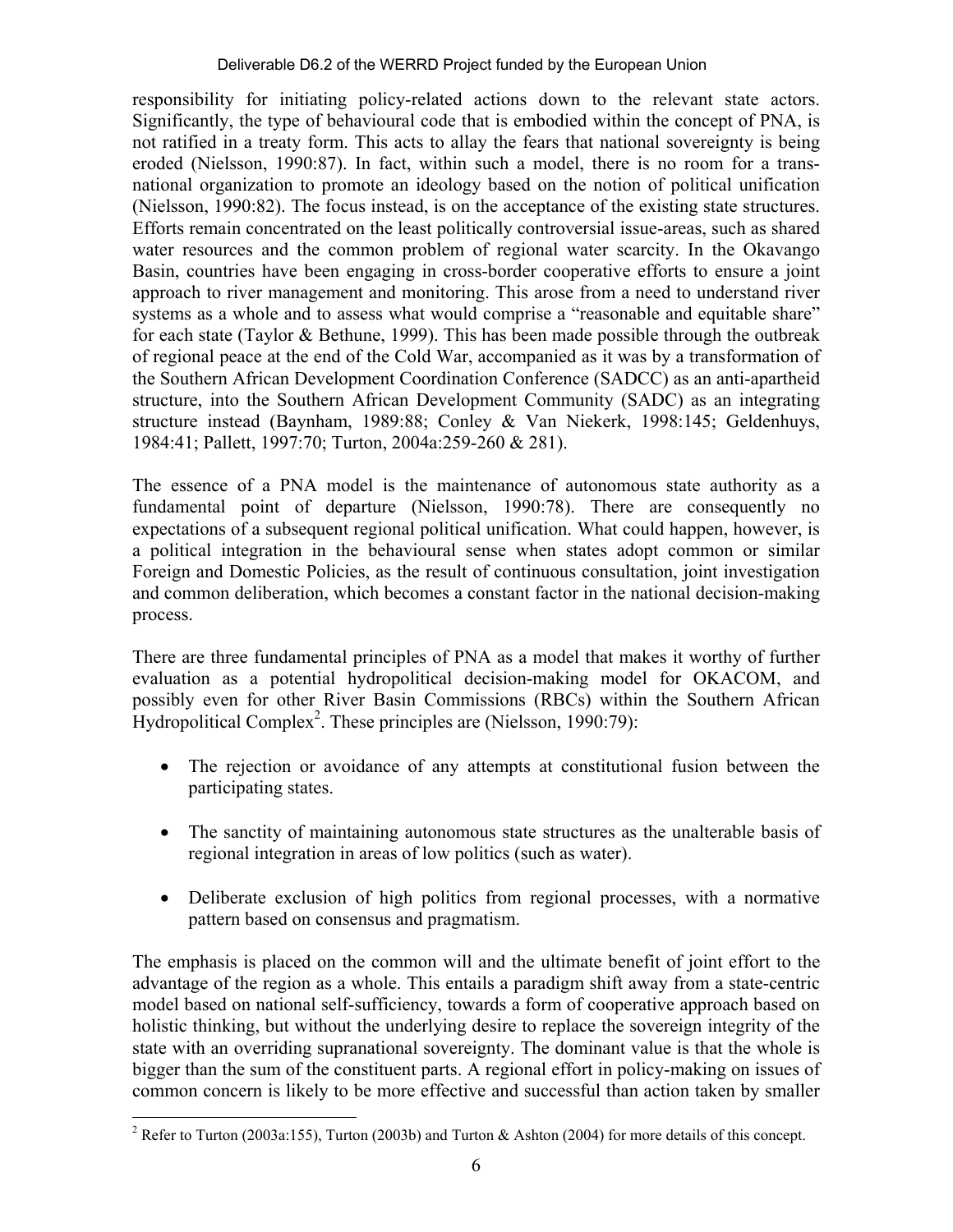responsibility for initiating policy-related actions down to the relevant state actors. Significantly, the type of behavioural code that is embodied within the concept of PNA, is not ratified in a treaty form. This acts to allay the fears that national sovereignty is being eroded (Nielsson, 1990:87). In fact, within such a model, there is no room for a trans-national organization to promote an ideology based on the notion of political unification (Nielsson, 1990:82). The focus instead, is on the acceptance of the existing state structures. Efforts remain concentrated on the least politically controversial issue-areas, such as shared water resources and the common problem of regional water scarcity. In the Okavango Basin, countries have been engaging in cross-border cooperative efforts to ensure a joint approach to river management and monitoring. This arose from a need to understand river systems as a whole and to assess what would comprise a "reasonable and equitable share" for each state (Taylor & Bethune, 1999). This has been made possible through the outbreak of regional peace at the end of the Cold War, accompanied as it was by a transformation of the Southern African Development Coordination Conference (SADCC) as an anti-apartheid structure, into the Southern African Development Community (SADC) as an integrating structure instead (Baynham, 1989:88; Conley & Van Niekerk, 1998:145; Geldenhuys, 1984:41; Pallett, 1997:70; Turton, 2004a:259-260 & 281).

The essence of a PNA model is the maintenance of autonomous state authority as a fundamental point of departure (Nielsson, 1990:78). There are consequently no expectations of a subsequent regional political unification. What could happen, however, is a political integration in the behavioural sense when states adopt common or similar Foreign and Domestic Policies, as the result of continuous consultation, joint investigation and common deliberation, which becomes a constant factor in the national decision-making process.

There are three fundamental principles of PNA as a model that makes it worthy of further evaluation as a potential hydropolitical decision-making model for OKACOM, and possibly even for other River Basin Commissions (RBCs) within the Southern African Hydropolitical Complex[2]. These principles are (Nielsson, 1990:79):

- The rejection or avoidance of any attempts at constitutional fusion between the participating states.
- The sanctity of maintaining autonomous state structures as the unalterable basis of regional integration in areas of low politics (such as water).
- Deliberate exclusion of high politics from regional processes, with a normative pattern based on consensus and pragmatism.

The emphasis is placed on the common will and the ultimate benefit of joint effort to the advantage of the region as a whole. This entails a paradigm shift away from a state-centric model based on national self-sufficiency, towards a form of cooperative approach based on holistic thinking, but without the underlying desire to replace the sovereign integrity of the state with an overriding supranational sovereignty. The dominant value is that the whole is bigger than the sum of the constituent parts. A regional effort in policy-making on issues of common concern is likely to be more effective and successful than action taken by smaller

[2] Refer to Turton (2003a:155), Turton (2003b) and Turton & Ashton (2004) for more details of this concept.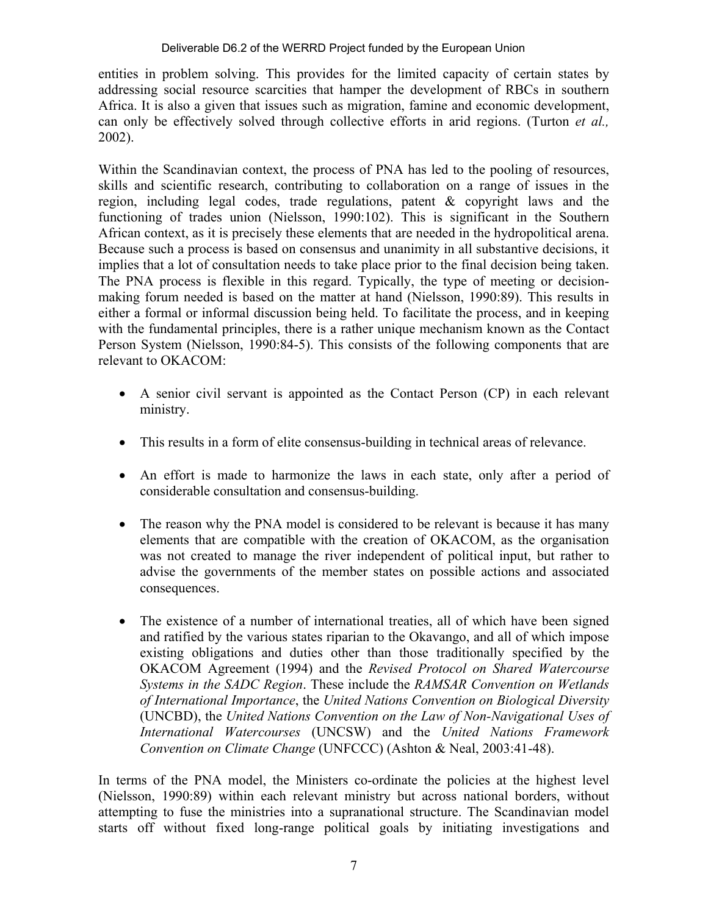entities in problem solving. This provides for the limited capacity of certain states by addressing social resource scarcities that hamper the development of RBCs in southern Africa. It is also a given that issues such as migration, famine and economic development, can only be effectively solved through collective efforts in arid regions. (Turton *et al.,* 2002).

Within the Scandinavian context, the process of PNA has led to the pooling of resources, skills and scientific research, contributing to collaboration on a range of issues in the region, including legal codes, trade regulations, patent & copyright laws and the functioning of trades union (Nielsson, 1990:102). This is significant in the Southern African context, as it is precisely these elements that are needed in the hydropolitical arena. Because such a process is based on consensus and unanimity in all substantive decisions, it implies that a lot of consultation needs to take place prior to the final decision being taken. The PNA process is flexible in this regard. Typically, the type of meeting or decision-making forum needed is based on the matter at hand (Nielsson, 1990:89). This results in either a formal or informal discussion being held. To facilitate the process, and in keeping with the fundamental principles, there is a rather unique mechanism known as the Contact Person System (Nielsson, 1990:84-5). This consists of the following components that are relevant to OKACOM:

- A senior civil servant is appointed as the Contact Person (CP) in each relevant ministry.
- This results in a form of elite consensus-building in technical areas of relevance.
- An effort is made to harmonize the laws in each state, only after a period of considerable consultation and consensus-building.
- The reason why the PNA model is considered to be relevant is because it has many elements that are compatible with the creation of OKACOM, as the organisation was not created to manage the river independent of political input, but rather to advise the governments of the member states on possible actions and associated consequences.
- The existence of a number of international treaties, all of which have been signed and ratified by the various states riparian to the Okavango, and all of which impose existing obligations and duties other than those traditionally specified by the OKACOM Agreement (1994) and the *Revised Protocol on Shared Watercourse Systems in the SADC Region*. These include the *RAMSAR Convention on Wetlands of International Importance*, the *United Nations Convention on Biological Diversity* (UNCBD), the *United Nations Convention on the Law of Non-Navigational Uses of International Watercourses* (UNCSW) and the *United Nations Framework Convention on Climate Change* (UNFCCC) (Ashton & Neal, 2003:41-48).

In terms of the PNA model, the Ministers co-ordinate the policies at the highest level (Nielsson, 1990:89) within each relevant ministry but across national borders, without attempting to fuse the ministries into a supranational structure. The Scandinavian model starts off without fixed long-range political goals by initiating investigations and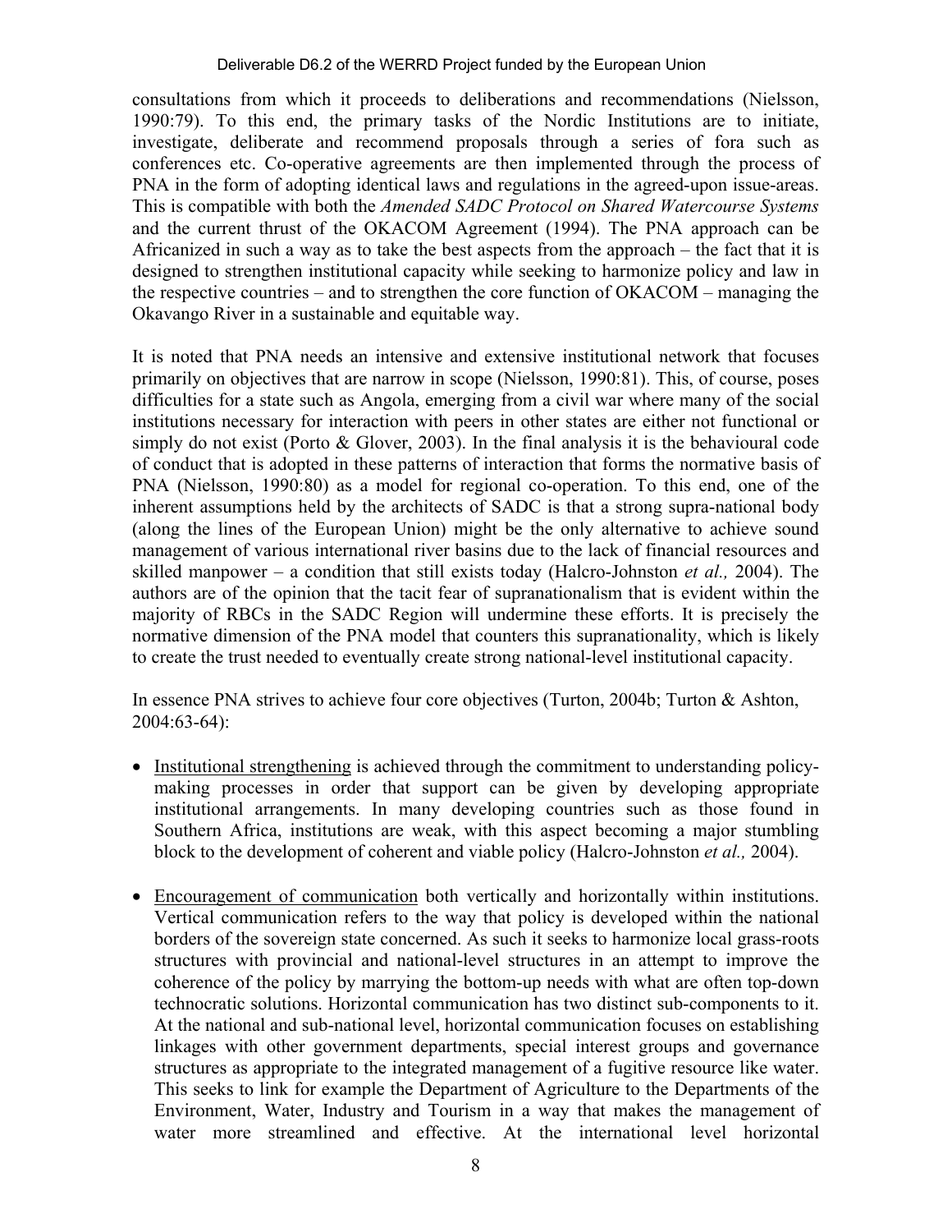consultations from which it proceeds to deliberations and recommendations (Nielsson, 1990:79). To this end, the primary tasks of the Nordic Institutions are to initiate, investigate, deliberate and recommend proposals through a series of fora such as conferences etc. Co-operative agreements are then implemented through the process of PNA in the form of adopting identical laws and regulations in the agreed-upon issue-areas. This is compatible with both the *Amended SADC Protocol on Shared Watercourse Systems* and the current thrust of the OKACOM Agreement (1994). The PNA approach can be Africanized in such a way as to take the best aspects from the approach – the fact that it is designed to strengthen institutional capacity while seeking to harmonize policy and law in the respective countries – and to strengthen the core function of OKACOM – managing the Okavango River in a sustainable and equitable way.

It is noted that PNA needs an intensive and extensive institutional network that focuses primarily on objectives that are narrow in scope (Nielsson, 1990:81). This, of course, poses difficulties for a state such as Angola, emerging from a civil war where many of the social institutions necessary for interaction with peers in other states are either not functional or simply do not exist (Porto & Glover, 2003). In the final analysis it is the behavioural code of conduct that is adopted in these patterns of interaction that forms the normative basis of PNA (Nielsson, 1990:80) as a model for regional co-operation. To this end, one of the inherent assumptions held by the architects of SADC is that a strong supra-national body (along the lines of the European Union) might be the only alternative to achieve sound management of various international river basins due to the lack of financial resources and skilled manpower – a condition that still exists today (Halcro-Johnston *et al.,* 2004). The authors are of the opinion that the tacit fear of supranationalism that is evident within the majority of RBCs in the SADC Region will undermine these efforts. It is precisely the normative dimension of the PNA model that counters this supranationality, which is likely to create the trust needed to eventually create strong national-level institutional capacity.

In essence PNA strives to achieve four core objectives (Turton, 2004b; Turton & Ashton, 2004:63-64):

- <u>Institutional strengthening</u> is achieved through the commitment to understanding policy-making processes in order that support can be given by developing appropriate institutional arrangements. In many developing countries such as those found in Southern Africa, institutions are weak, with this aspect becoming a major stumbling block to the development of coherent and viable policy (Halcro-Johnston *et al.,* 2004).

- <u>Encouragement of communication</u> both vertically and horizontally within institutions. Vertical communication refers to the way that policy is developed within the national borders of the sovereign state concerned. As such it seeks to harmonize local grass-roots structures with provincial and national-level structures in an attempt to improve the coherence of the policy by marrying the bottom-up needs with what are often top-down technocratic solutions. Horizontal communication has two distinct sub-components to it. At the national and sub-national level, horizontal communication focuses on establishing linkages with other government departments, special interest groups and governance structures as appropriate to the integrated management of a fugitive resource like water. This seeks to link for example the Department of Agriculture to the Departments of the Environment, Water, Industry and Tourism in a way that makes the management of water more streamlined and effective. At the international level horizontal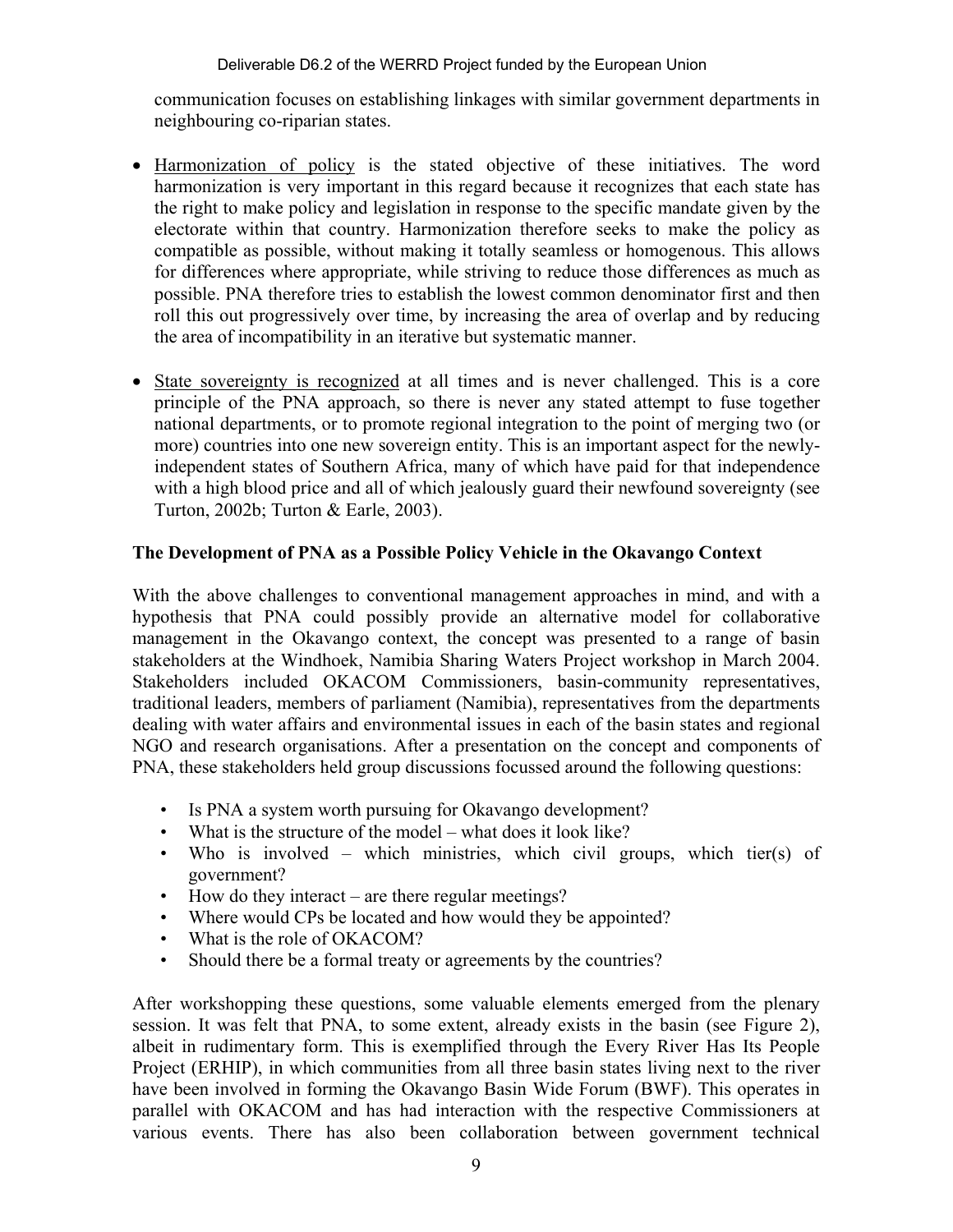communication focuses on establishing linkages with similar government departments in neighbouring co-riparian states.

- Harmonization of policy is the stated objective of these initiatives. The word harmonization is very important in this regard because it recognizes that each state has the right to make policy and legislation in response to the specific mandate given by the electorate within that country. Harmonization therefore seeks to make the policy as compatible as possible, without making it totally seamless or homogenous. This allows for differences where appropriate, while striving to reduce those differences as much as possible. PNA therefore tries to establish the lowest common denominator first and then roll this out progressively over time, by increasing the area of overlap and by reducing the area of incompatibility in an iterative but systematic manner.

- State sovereignty is recognized at all times and is never challenged. This is a core principle of the PNA approach, so there is never any stated attempt to fuse together national departments, or to promote regional integration to the point of merging two (or more) countries into one new sovereign entity. This is an important aspect for the newly-independent states of Southern Africa, many of which have paid for that independence with a high blood price and all of which jealously guard their newfound sovereignty (see Turton, 2002b; Turton & Earle, 2003).

**The Development of PNA as a Possible Policy Vehicle in the Okavango Context**

With the above challenges to conventional management approaches in mind, and with a hypothesis that PNA could possibly provide an alternative model for collaborative management in the Okavango context, the concept was presented to a range of basin stakeholders at the Windhoek, Namibia Sharing Waters Project workshop in March 2004. Stakeholders included OKACOM Commissioners, basin-community representatives, traditional leaders, members of parliament (Namibia), representatives from the departments dealing with water affairs and environmental issues in each of the basin states and regional NGO and research organisations. After a presentation on the concept and components of PNA, these stakeholders held group discussions focussed around the following questions:

- Is PNA a system worth pursuing for Okavango development?
- What is the structure of the model – what does it look like?
- Who is involved – which ministries, which civil groups, which tier(s) of government?
- How do they interact – are there regular meetings?
- Where would CPs be located and how would they be appointed?
- What is the role of OKACOM?
- Should there be a formal treaty or agreements by the countries?

After workshopping these questions, some valuable elements emerged from the plenary session. It was felt that PNA, to some extent, already exists in the basin (see Figure 2), albeit in rudimentary form. This is exemplified through the Every River Has Its People Project (ERHIP), in which communities from all three basin states living next to the river have been involved in forming the Okavango Basin Wide Forum (BWF). This operates in parallel with OKACOM and has had interaction with the respective Commissioners at various events. There has also been collaboration between government technical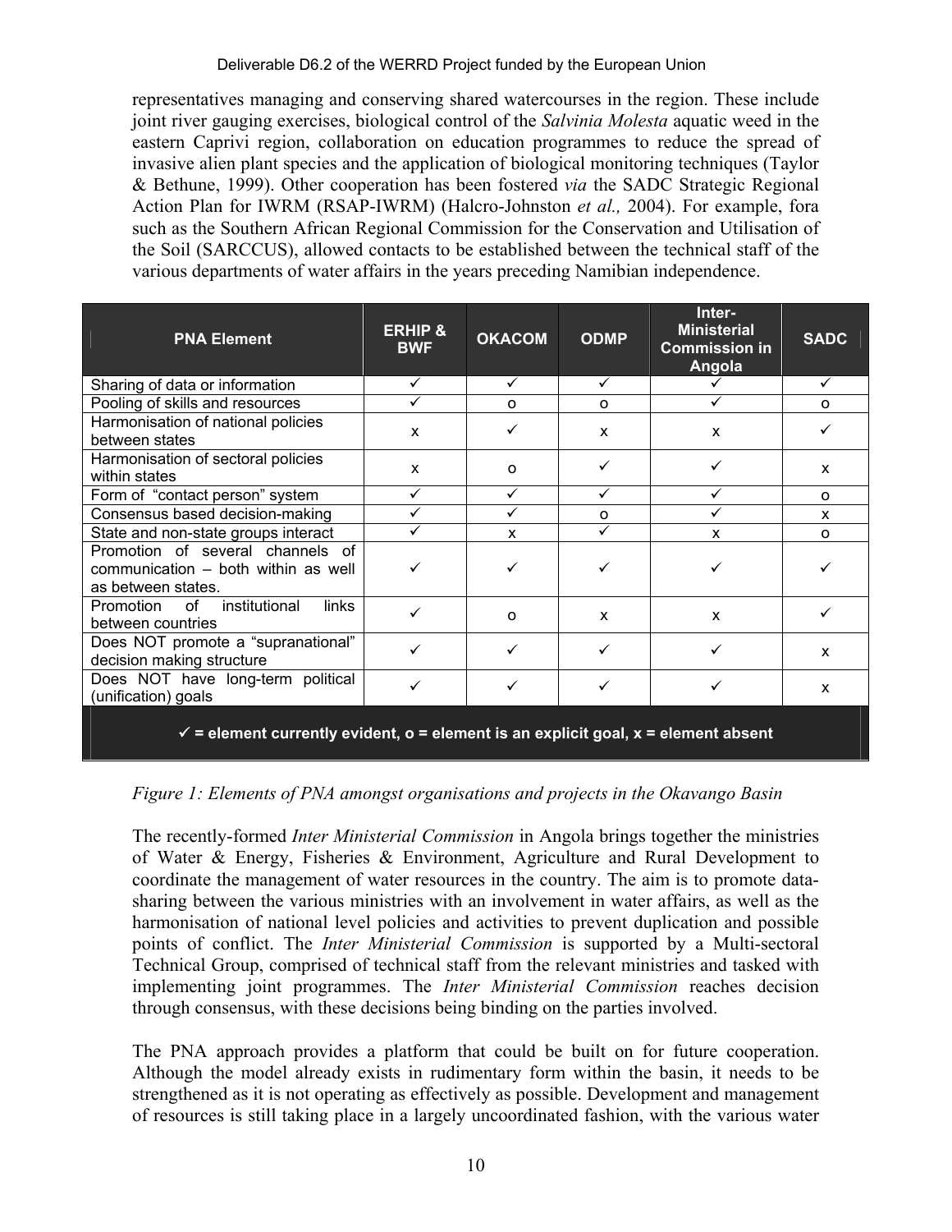representatives managing and conserving shared watercourses in the region. These include joint river gauging exercises, biological control of the *Salvinia Molesta* aquatic weed in the eastern Caprivi region, collaboration on education programmes to reduce the spread of invasive alien plant species and the application of biological monitoring techniques (Taylor & Bethune, 1999). Other cooperation has been fostered *via* the SADC Strategic Regional Action Plan for IWRM (RSAP-IWRM) (Halcro-Johnston *et al.,* 2004). For example, fora such as the Southern African Regional Commission for the Conservation and Utilisation of the Soil (SARCCUS), allowed contacts to be established between the technical staff of the various departments of water affairs in the years preceding Namibian independence.

| PNA Element | ERHIP & BWF | OKACOM | ODMP | Inter-Ministerial Commission in Angola | SADC |
|---|---|---|---|---|---|
| Sharing of data or information | ✓ | ✓ | ✓ | ✓ | ✓ |
| Pooling of skills and resources | ✓ | o | o | ✓ | o |
| Harmonisation of national policies between states | x | ✓ | x | x | ✓ |
| Harmonisation of sectoral policies within states | x | o | ✓ | ✓ | x |
| Form of "contact person" system | ✓ | ✓ | ✓ | ✓ | o |
| Consensus based decision-making | ✓ | ✓ | o | ✓ | x |
| State and non-state groups interact | ✓ | x | ✓ | x | o |
| Promotion of several channels of communication – both within as well as between states. | ✓ | ✓ | ✓ | ✓ | ✓ |
| Promotion of institutional links between countries | ✓ | o | x | x | ✓ |
| Does NOT promote a "supranational" decision making structure | ✓ | ✓ | ✓ | ✓ | x |
| Does NOT have long-term political (unification) goals | ✓ | ✓ | ✓ | ✓ | x |

**✓ = element currently evident, o = element is an explicit goal, x = element absent**

*Figure 1: Elements of PNA amongst organisations and projects in the Okavango Basin*

The recently-formed *Inter Ministerial Commission* in Angola brings together the ministries of Water & Energy, Fisheries & Environment, Agriculture and Rural Development to coordinate the management of water resources in the country. The aim is to promote data-sharing between the various ministries with an involvement in water affairs, as well as the harmonisation of national level policies and activities to prevent duplication and possible points of conflict. The *Inter Ministerial Commission* is supported by a Multi-sectoral Technical Group, comprised of technical staff from the relevant ministries and tasked with implementing joint programmes. The *Inter Ministerial Commission* reaches decision through consensus, with these decisions being binding on the parties involved.

The PNA approach provides a platform that could be built on for future cooperation. Although the model already exists in rudimentary form within the basin, it needs to be strengthened as it is not operating as effectively as possible. Development and management of resources is still taking place in a largely uncoordinated fashion, with the various water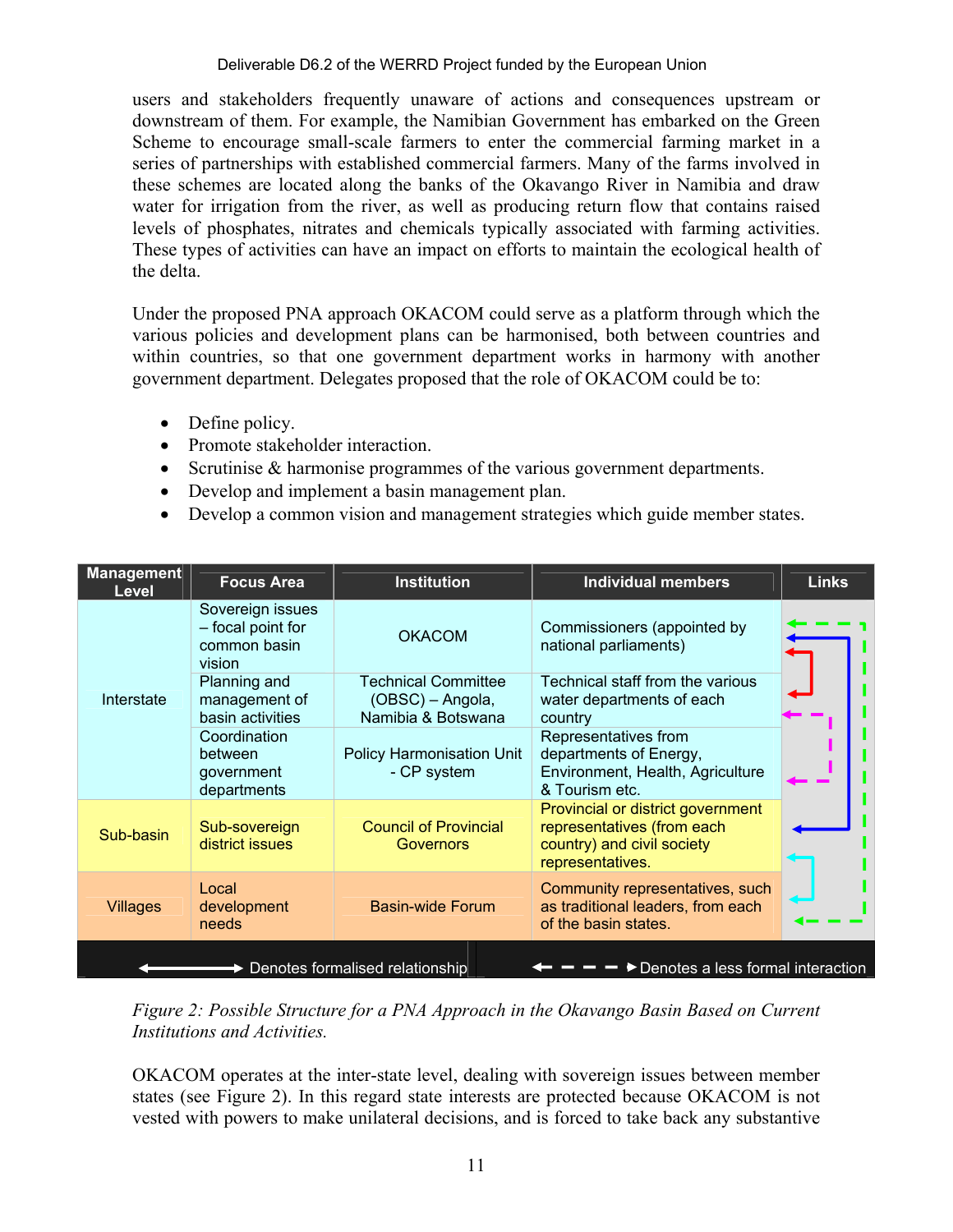users and stakeholders frequently unaware of actions and consequences upstream or downstream of them. For example, the Namibian Government has embarked on the Green Scheme to encourage small-scale farmers to enter the commercial farming market in a series of partnerships with established commercial farmers. Many of the farms involved in these schemes are located along the banks of the Okavango River in Namibia and draw water for irrigation from the river, as well as producing return flow that contains raised levels of phosphates, nitrates and chemicals typically associated with farming activities. These types of activities can have an impact on efforts to maintain the ecological health of the delta.

Under the proposed PNA approach OKACOM could serve as a platform through which the various policies and development plans can be harmonised, both between countries and within countries, so that one government department works in harmony with another government department. Delegates proposed that the role of OKACOM could be to:

- Define policy.
- Promote stakeholder interaction.
- Scrutinise & harmonise programmes of the various government departments.
- Develop and implement a basin management plan.
- Develop a common vision and management strategies which guide member states.

| Management Level | Focus Area | Institution | Individual members | Links |
|---|---|---|---|---|
| Interstate | Sovereign issues – focal point for common basin vision | OKACOM | Commissioners (appointed by national parliaments) | |
| | Planning and management of basin activities | Technical Committee (OBSC) – Angola, Namibia & Botswana | Technical staff from the various water departments of each country | |
| | Coordination between government departments | Policy Harmonisation Unit - CP system | Representatives from departments of Energy, Environment, Health, Agriculture & Tourism etc. | |
| Sub-basin | Sub-sovereign district issues | Council of Provincial Governors | Provincial or district government representatives (from each country) and civil society representatives. | |
| Villages | Local development needs | Basin-wide Forum | Community representatives, such as traditional leaders, from each of the basin states. | |

⟷ Denotes formalised relationship    ← – – – → Denotes a less formal interaction

*Figure 2: Possible Structure for a PNA Approach in the Okavango Basin Based on Current Institutions and Activities.*

OKACOM operates at the inter-state level, dealing with sovereign issues between member states (see Figure 2). In this regard state interests are protected because OKACOM is not vested with powers to make unilateral decisions, and is forced to take back any substantive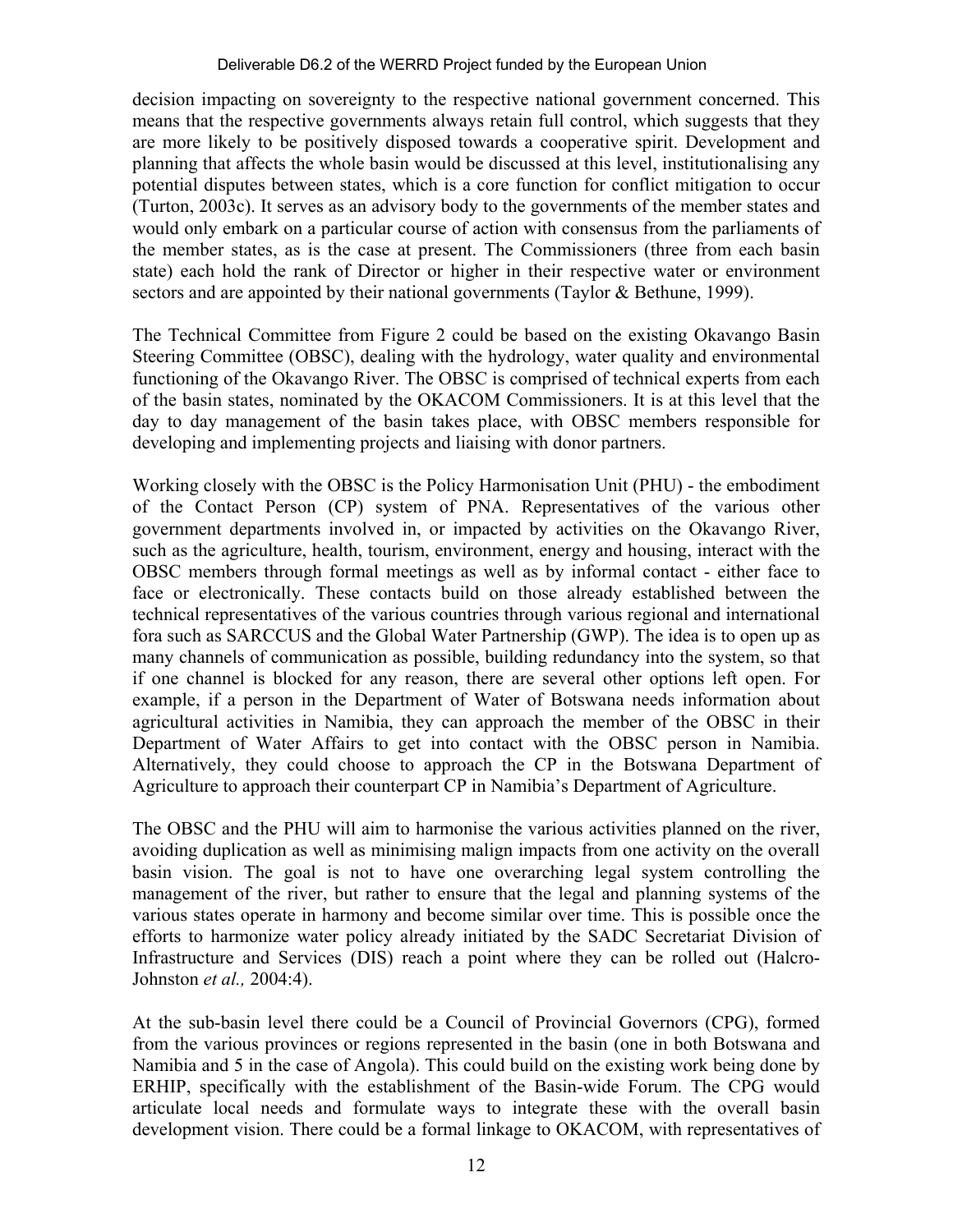decision impacting on sovereignty to the respective national government concerned. This means that the respective governments always retain full control, which suggests that they are more likely to be positively disposed towards a cooperative spirit. Development and planning that affects the whole basin would be discussed at this level, institutionalising any potential disputes between states, which is a core function for conflict mitigation to occur (Turton, 2003c). It serves as an advisory body to the governments of the member states and would only embark on a particular course of action with consensus from the parliaments of the member states, as is the case at present. The Commissioners (three from each basin state) each hold the rank of Director or higher in their respective water or environment sectors and are appointed by their national governments (Taylor & Bethune, 1999).

The Technical Committee from Figure 2 could be based on the existing Okavango Basin Steering Committee (OBSC), dealing with the hydrology, water quality and environmental functioning of the Okavango River. The OBSC is comprised of technical experts from each of the basin states, nominated by the OKACOM Commissioners. It is at this level that the day to day management of the basin takes place, with OBSC members responsible for developing and implementing projects and liaising with donor partners.

Working closely with the OBSC is the Policy Harmonisation Unit (PHU) - the embodiment of the Contact Person (CP) system of PNA. Representatives of the various other government departments involved in, or impacted by activities on the Okavango River, such as the agriculture, health, tourism, environment, energy and housing, interact with the OBSC members through formal meetings as well as by informal contact - either face to face or electronically. These contacts build on those already established between the technical representatives of the various countries through various regional and international fora such as SARCCUS and the Global Water Partnership (GWP). The idea is to open up as many channels of communication as possible, building redundancy into the system, so that if one channel is blocked for any reason, there are several other options left open. For example, if a person in the Department of Water of Botswana needs information about agricultural activities in Namibia, they can approach the member of the OBSC in their Department of Water Affairs to get into contact with the OBSC person in Namibia. Alternatively, they could choose to approach the CP in the Botswana Department of Agriculture to approach their counterpart CP in Namibia's Department of Agriculture.

The OBSC and the PHU will aim to harmonise the various activities planned on the river, avoiding duplication as well as minimising malign impacts from one activity on the overall basin vision. The goal is not to have one overarching legal system controlling the management of the river, but rather to ensure that the legal and planning systems of the various states operate in harmony and become similar over time. This is possible once the efforts to harmonize water policy already initiated by the SADC Secretariat Division of Infrastructure and Services (DIS) reach a point where they can be rolled out (Halcro-Johnston *et al.,* 2004:4).

At the sub-basin level there could be a Council of Provincial Governors (CPG), formed from the various provinces or regions represented in the basin (one in both Botswana and Namibia and 5 in the case of Angola). This could build on the existing work being done by ERHIP, specifically with the establishment of the Basin-wide Forum. The CPG would articulate local needs and formulate ways to integrate these with the overall basin development vision. There could be a formal linkage to OKACOM, with representatives of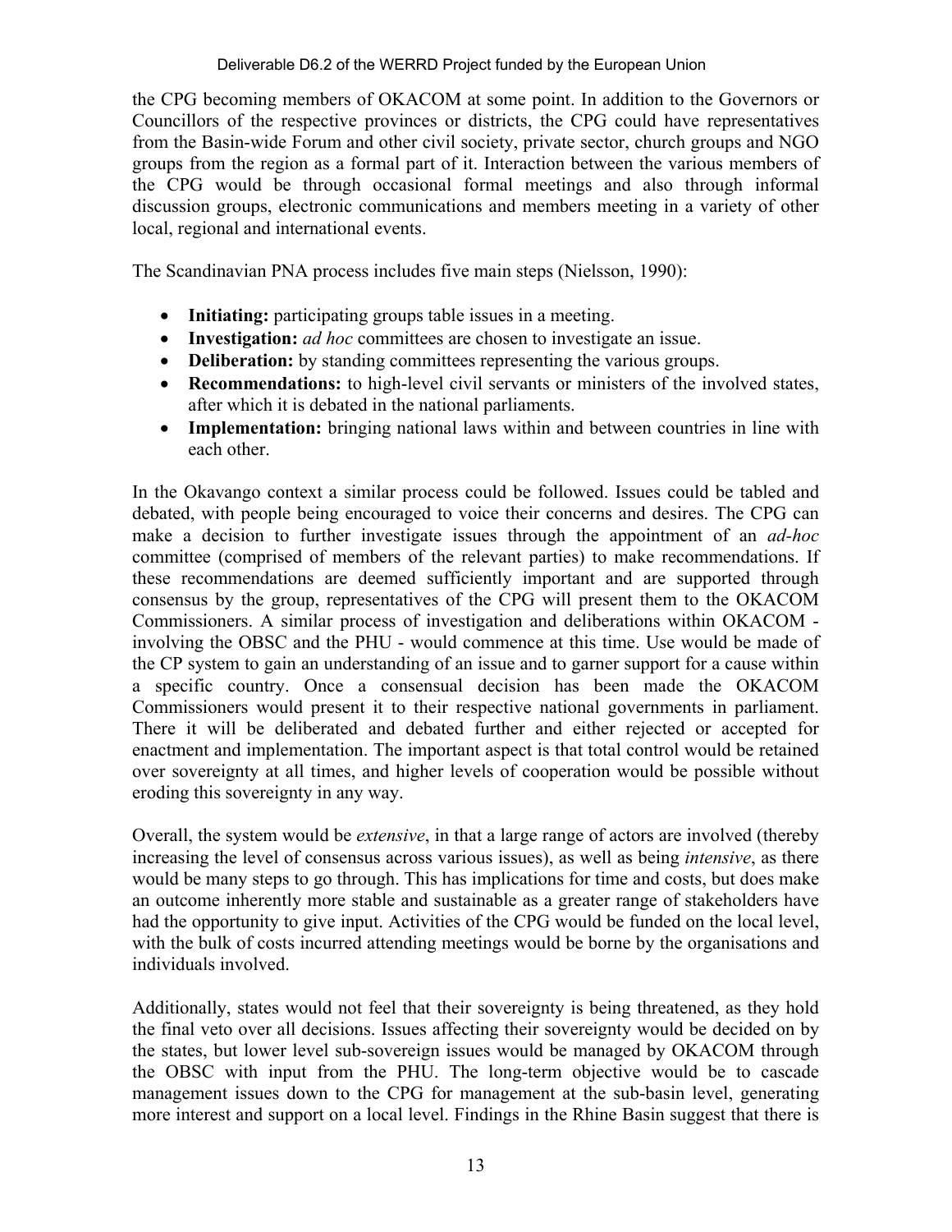the CPG becoming members of OKACOM at some point. In addition to the Governors or Councillors of the respective provinces or districts, the CPG could have representatives from the Basin-wide Forum and other civil society, private sector, church groups and NGO groups from the region as a formal part of it. Interaction between the various members of the CPG would be through occasional formal meetings and also through informal discussion groups, electronic communications and members meeting in a variety of other local, regional and international events.

The Scandinavian PNA process includes five main steps (Nielsson, 1990):

- **Initiating:** participating groups table issues in a meeting.
- **Investigation:** *ad hoc* committees are chosen to investigate an issue.
- **Deliberation:** by standing committees representing the various groups.
- **Recommendations:** to high-level civil servants or ministers of the involved states, after which it is debated in the national parliaments.
- **Implementation:** bringing national laws within and between countries in line with each other.

In the Okavango context a similar process could be followed. Issues could be tabled and debated, with people being encouraged to voice their concerns and desires. The CPG can make a decision to further investigate issues through the appointment of an *ad-hoc* committee (comprised of members of the relevant parties) to make recommendations. If these recommendations are deemed sufficiently important and are supported through consensus by the group, representatives of the CPG will present them to the OKACOM Commissioners. A similar process of investigation and deliberations within OKACOM - involving the OBSC and the PHU - would commence at this time. Use would be made of the CP system to gain an understanding of an issue and to garner support for a cause within a specific country. Once a consensual decision has been made the OKACOM Commissioners would present it to their respective national governments in parliament. There it will be deliberated and debated further and either rejected or accepted for enactment and implementation. The important aspect is that total control would be retained over sovereignty at all times, and higher levels of cooperation would be possible without eroding this sovereignty in any way.

Overall, the system would be *extensive*, in that a large range of actors are involved (thereby increasing the level of consensus across various issues), as well as being *intensive*, as there would be many steps to go through. This has implications for time and costs, but does make an outcome inherently more stable and sustainable as a greater range of stakeholders have had the opportunity to give input. Activities of the CPG would be funded on the local level, with the bulk of costs incurred attending meetings would be borne by the organisations and individuals involved.

Additionally, states would not feel that their sovereignty is being threatened, as they hold the final veto over all decisions. Issues affecting their sovereignty would be decided on by the states, but lower level sub-sovereign issues would be managed by OKACOM through the OBSC with input from the PHU. The long-term objective would be to cascade management issues down to the CPG for management at the sub-basin level, generating more interest and support on a local level. Findings in the Rhine Basin suggest that there is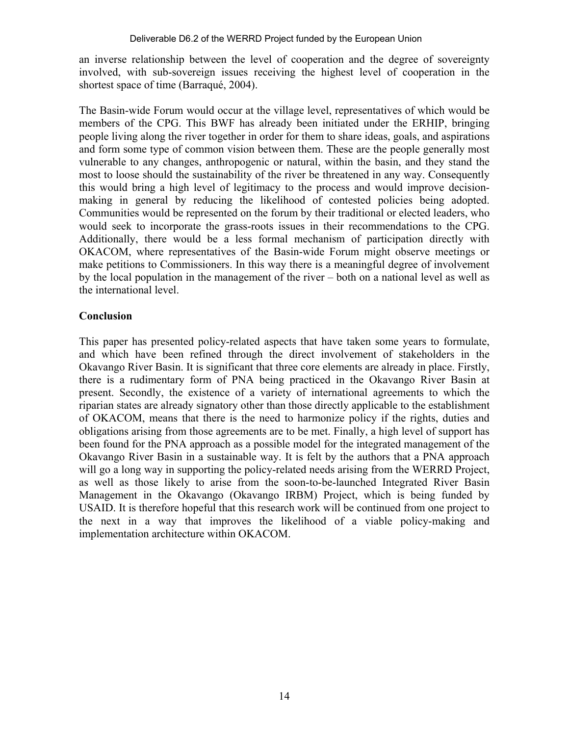an inverse relationship between the level of cooperation and the degree of sovereignty involved, with sub-sovereign issues receiving the highest level of cooperation in the shortest space of time (Barraqué, 2004).

The Basin-wide Forum would occur at the village level, representatives of which would be members of the CPG. This BWF has already been initiated under the ERHIP, bringing people living along the river together in order for them to share ideas, goals, and aspirations and form some type of common vision between them. These are the people generally most vulnerable to any changes, anthropogenic or natural, within the basin, and they stand the most to loose should the sustainability of the river be threatened in any way. Consequently this would bring a high level of legitimacy to the process and would improve decision-making in general by reducing the likelihood of contested policies being adopted. Communities would be represented on the forum by their traditional or elected leaders, who would seek to incorporate the grass-roots issues in their recommendations to the CPG. Additionally, there would be a less formal mechanism of participation directly with OKACOM, where representatives of the Basin-wide Forum might observe meetings or make petitions to Commissioners. In this way there is a meaningful degree of involvement by the local population in the management of the river – both on a national level as well as the international level.

## Conclusion

This paper has presented policy-related aspects that have taken some years to formulate, and which have been refined through the direct involvement of stakeholders in the Okavango River Basin. It is significant that three core elements are already in place. Firstly, there is a rudimentary form of PNA being practiced in the Okavango River Basin at present. Secondly, the existence of a variety of international agreements to which the riparian states are already signatory other than those directly applicable to the establishment of OKACOM, means that there is the need to harmonize policy if the rights, duties and obligations arising from those agreements are to be met. Finally, a high level of support has been found for the PNA approach as a possible model for the integrated management of the Okavango River Basin in a sustainable way. It is felt by the authors that a PNA approach will go a long way in supporting the policy-related needs arising from the WERRD Project, as well as those likely to arise from the soon-to-be-launched Integrated River Basin Management in the Okavango (Okavango IRBM) Project, which is being funded by USAID. It is therefore hopeful that this research work will be continued from one project to the next in a way that improves the likelihood of a viable policy-making and implementation architecture within OKACOM.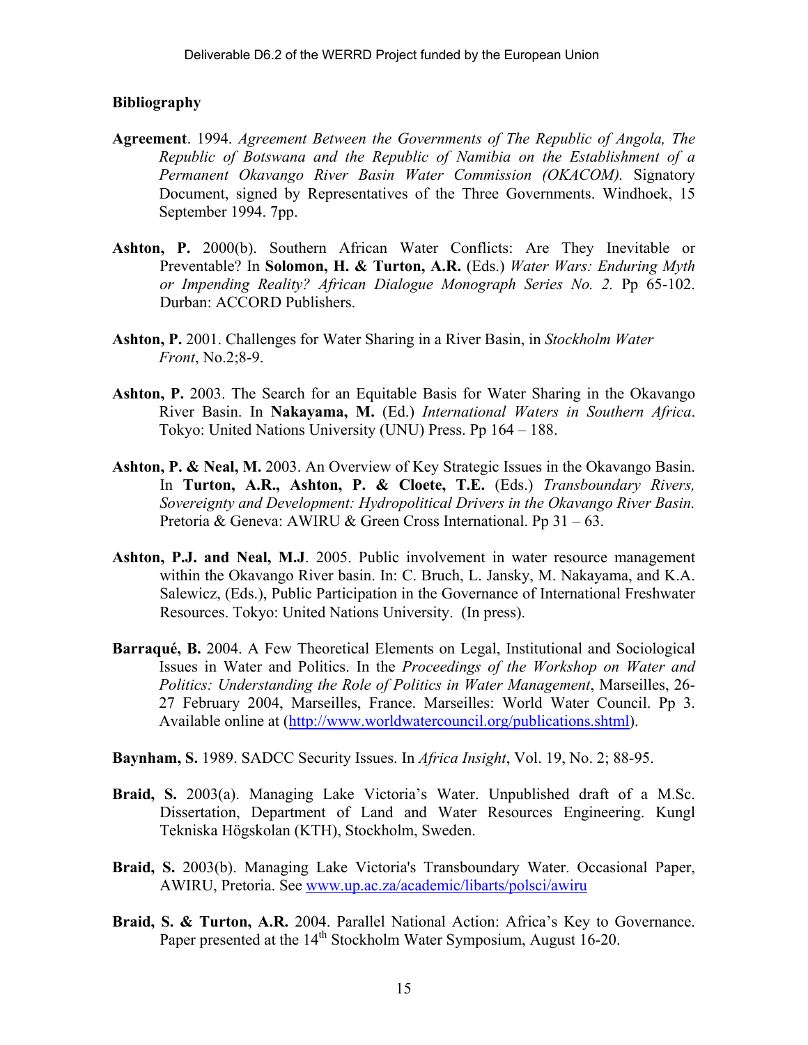**Bibliography**

**Agreement**. 1994. *Agreement Between the Governments of The Republic of Angola, The Republic of Botswana and the Republic of Namibia on the Establishment of a Permanent Okavango River Basin Water Commission (OKACOM).* Signatory Document, signed by Representatives of the Three Governments. Windhoek, 15 September 1994. 7pp.

**Ashton, P.** 2000(b). Southern African Water Conflicts: Are They Inevitable or Preventable? In **Solomon, H. & Turton, A.R.** (Eds.) *Water Wars: Enduring Myth or Impending Reality? African Dialogue Monograph Series No. 2.* Pp 65-102. Durban: ACCORD Publishers.

**Ashton, P.** 2001. Challenges for Water Sharing in a River Basin, in *Stockholm Water Front*, No.2;8-9.

**Ashton, P.** 2003. The Search for an Equitable Basis for Water Sharing in the Okavango River Basin. In **Nakayama, M.** (Ed.) *International Waters in Southern Africa*. Tokyo: United Nations University (UNU) Press. Pp 164 – 188.

**Ashton, P. & Neal, M.** 2003. An Overview of Key Strategic Issues in the Okavango Basin. In **Turton, A.R., Ashton, P. & Cloete, T.E.** (Eds.) *Transboundary Rivers, Sovereignty and Development: Hydropolitical Drivers in the Okavango River Basin.* Pretoria & Geneva: AWIRU & Green Cross International. Pp 31 – 63.

**Ashton, P.J. and Neal, M.J**. 2005. Public involvement in water resource management within the Okavango River basin. In: C. Bruch, L. Jansky, M. Nakayama, and K.A. Salewicz, (Eds.), Public Participation in the Governance of International Freshwater Resources. Tokyo: United Nations University. (In press).

**Barraqué, B.** 2004. A Few Theoretical Elements on Legal, Institutional and Sociological Issues in Water and Politics. In the *Proceedings of the Workshop on Water and Politics: Understanding the Role of Politics in Water Management*, Marseilles, 26-27 February 2004, Marseilles, France. Marseilles: World Water Council. Pp 3. Available online at (http://www.worldwatercouncil.org/publications.shtml).

**Baynham, S.** 1989. SADCC Security Issues. In *Africa Insight*, Vol. 19, No. 2; 88-95.

**Braid, S.** 2003(a). Managing Lake Victoria's Water. Unpublished draft of a M.Sc. Dissertation, Department of Land and Water Resources Engineering. Kungl Tekniska Högskolan (KTH), Stockholm, Sweden.

**Braid, S.** 2003(b). Managing Lake Victoria's Transboundary Water. Occasional Paper, AWIRU, Pretoria. See www.up.ac.za/academic/libarts/polsci/awiru

**Braid, S. & Turton, A.R.** 2004. Parallel National Action: Africa's Key to Governance. Paper presented at the 14th Stockholm Water Symposium, August 16-20.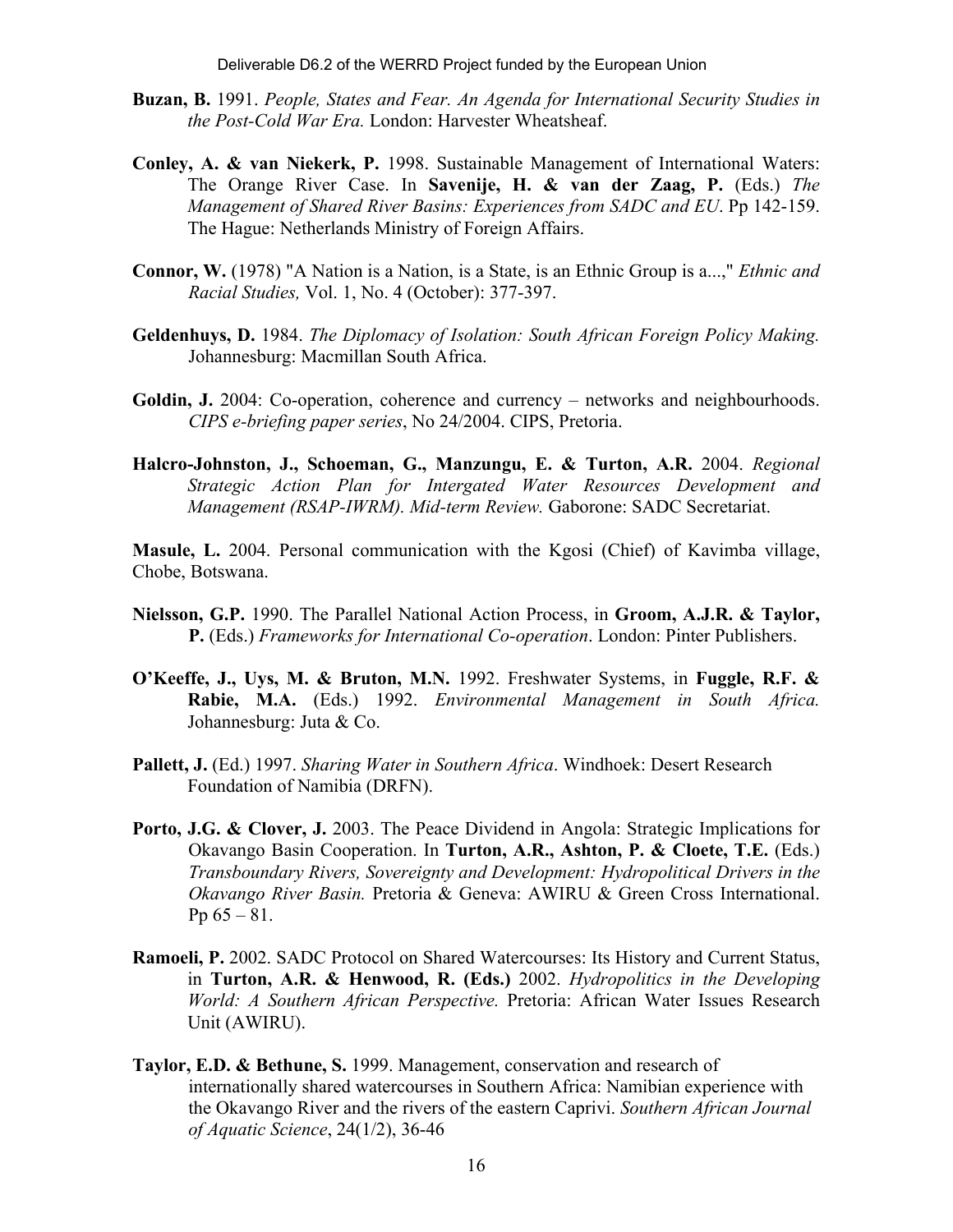**Buzan, B.** 1991. *People, States and Fear. An Agenda for International Security Studies in the Post-Cold War Era.* London: Harvester Wheatsheaf.

**Conley, A. & van Niekerk, P.** 1998. Sustainable Management of International Waters: The Orange River Case. In **Savenije, H. & van der Zaag, P.** (Eds.) *The Management of Shared River Basins: Experiences from SADC and EU*. Pp 142-159. The Hague: Netherlands Ministry of Foreign Affairs.

**Connor, W.** (1978) "A Nation is a Nation, is a State, is an Ethnic Group is a...," *Ethnic and Racial Studies,* Vol. 1, No. 4 (October): 377-397.

**Geldenhuys, D.** 1984. *The Diplomacy of Isolation: South African Foreign Policy Making.* Johannesburg: Macmillan South Africa.

**Goldin, J.** 2004: Co-operation, coherence and currency – networks and neighbourhoods. *CIPS e-briefing paper series*, No 24/2004. CIPS, Pretoria.

**Halcro-Johnston, J., Schoeman, G., Manzungu, E. & Turton, A.R.** 2004. *Regional Strategic Action Plan for Intergated Water Resources Development and Management (RSAP-IWRM). Mid-term Review.* Gaborone: SADC Secretariat.

**Masule, L.** 2004. Personal communication with the Kgosi (Chief) of Kavimba village, Chobe, Botswana.

**Nielsson, G.P.** 1990. The Parallel National Action Process, in **Groom, A.J.R. & Taylor, P.** (Eds.) *Frameworks for International Co-operation*. London: Pinter Publishers.

**O'Keeffe, J., Uys, M. & Bruton, M.N.** 1992. Freshwater Systems, in **Fuggle, R.F. & Rabie, M.A.** (Eds.) 1992. *Environmental Management in South Africa.* Johannesburg: Juta & Co.

**Pallett, J.** (Ed.) 1997. *Sharing Water in Southern Africa*. Windhoek: Desert Research Foundation of Namibia (DRFN).

**Porto, J.G. & Clover, J.** 2003. The Peace Dividend in Angola: Strategic Implications for Okavango Basin Cooperation. In **Turton, A.R., Ashton, P. & Cloete, T.E.** (Eds.) *Transboundary Rivers, Sovereignty and Development: Hydropolitical Drivers in the Okavango River Basin.* Pretoria & Geneva: AWIRU & Green Cross International. Pp 65 – 81.

**Ramoeli, P.** 2002. SADC Protocol on Shared Watercourses: Its History and Current Status, in **Turton, A.R. & Henwood, R. (Eds.)** 2002. *Hydropolitics in the Developing World: A Southern African Perspective.* Pretoria: African Water Issues Research Unit (AWIRU).

**Taylor, E.D. & Bethune, S.** 1999. Management, conservation and research of internationally shared watercourses in Southern Africa: Namibian experience with the Okavango River and the rivers of the eastern Caprivi. *Southern African Journal of Aquatic Science*, 24(1/2), 36-46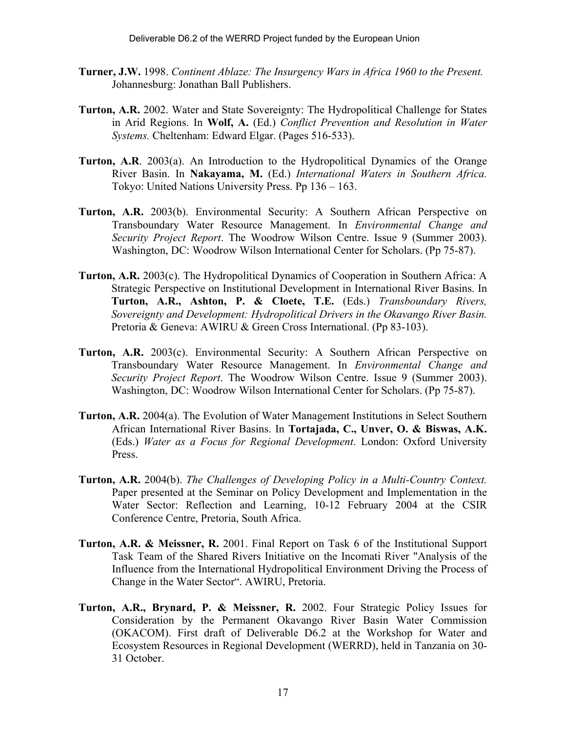**Turner, J.W.** 1998. *Continent Ablaze: The Insurgency Wars in Africa 1960 to the Present.* Johannesburg: Jonathan Ball Publishers.

**Turton, A.R.** 2002. Water and State Sovereignty: The Hydropolitical Challenge for States in Arid Regions. In **Wolf, A.** (Ed.) *Conflict Prevention and Resolution in Water Systems.* Cheltenham: Edward Elgar. (Pages 516-533).

**Turton, A.R**. 2003(a). An Introduction to the Hydropolitical Dynamics of the Orange River Basin. In **Nakayama, M.** (Ed.) *International Waters in Southern Africa.* Tokyo: United Nations University Press. Pp 136 – 163.

**Turton, A.R.** 2003(b). Environmental Security: A Southern African Perspective on Transboundary Water Resource Management. In *Environmental Change and Security Project Report*. The Woodrow Wilson Centre. Issue 9 (Summer 2003). Washington, DC: Woodrow Wilson International Center for Scholars. (Pp 75-87).

**Turton, A.R.** 2003(c). The Hydropolitical Dynamics of Cooperation in Southern Africa: A Strategic Perspective on Institutional Development in International River Basins. In **Turton, A.R., Ashton, P. & Cloete, T.E.** (Eds.) *Transboundary Rivers, Sovereignty and Development: Hydropolitical Drivers in the Okavango River Basin.* Pretoria & Geneva: AWIRU & Green Cross International. (Pp 83-103).

**Turton, A.R.** 2003(c). Environmental Security: A Southern African Perspective on Transboundary Water Resource Management. In *Environmental Change and Security Project Report*. The Woodrow Wilson Centre. Issue 9 (Summer 2003). Washington, DC: Woodrow Wilson International Center for Scholars. (Pp 75-87).

**Turton, A.R.** 2004(a). The Evolution of Water Management Institutions in Select Southern African International River Basins. In **Tortajada, C., Unver, O. & Biswas, A.K.** (Eds.) *Water as a Focus for Regional Development*. London: Oxford University Press.

**Turton, A.R.** 2004(b). *The Challenges of Developing Policy in a Multi-Country Context.* Paper presented at the Seminar on Policy Development and Implementation in the Water Sector: Reflection and Learning, 10-12 February 2004 at the CSIR Conference Centre, Pretoria, South Africa.

**Turton, A.R. & Meissner, R.** 2001. Final Report on Task 6 of the Institutional Support Task Team of the Shared Rivers Initiative on the Incomati River "Analysis of the Influence from the International Hydropolitical Environment Driving the Process of Change in the Water Sector“. AWIRU, Pretoria.

**Turton, A.R., Brynard, P. & Meissner, R.** 2002. Four Strategic Policy Issues for Consideration by the Permanent Okavango River Basin Water Commission (OKACOM). First draft of Deliverable D6.2 at the Workshop for Water and Ecosystem Resources in Regional Development (WERRD), held in Tanzania on 30-31 October.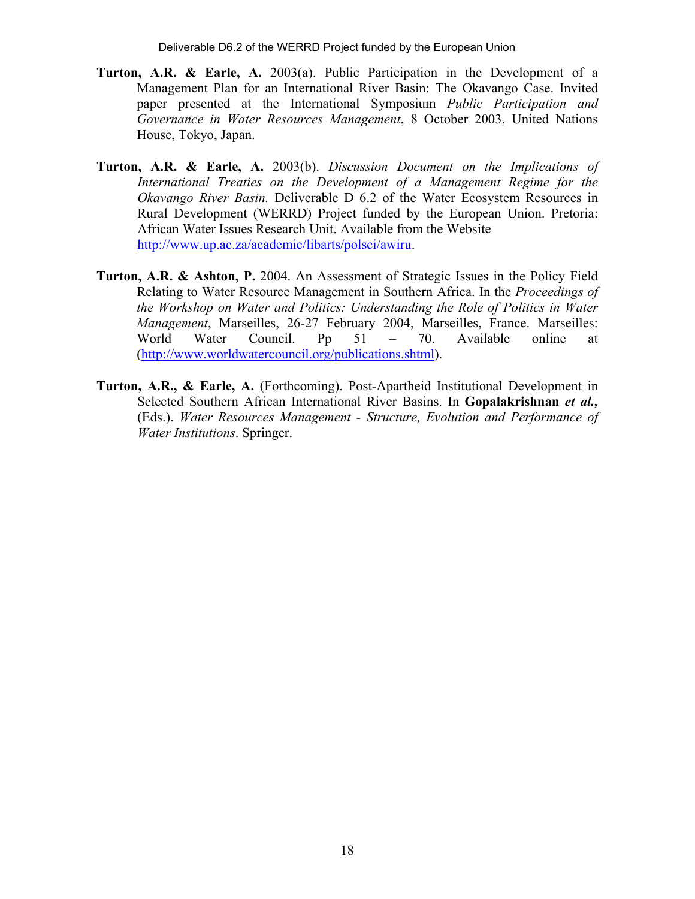**Turton, A.R. & Earle, A.** 2003(a). Public Participation in the Development of a Management Plan for an International River Basin: The Okavango Case. Invited paper presented at the International Symposium *Public Participation and Governance in Water Resources Management*, 8 October 2003, United Nations House, Tokyo, Japan.

**Turton, A.R. & Earle, A.** 2003(b). *Discussion Document on the Implications of International Treaties on the Development of a Management Regime for the Okavango River Basin.* Deliverable D 6.2 of the Water Ecosystem Resources in Rural Development (WERRD) Project funded by the European Union. Pretoria: African Water Issues Research Unit. Available from the Website http://www.up.ac.za/academic/libarts/polsci/awiru.

**Turton, A.R. & Ashton, P.** 2004. An Assessment of Strategic Issues in the Policy Field Relating to Water Resource Management in Southern Africa. In the *Proceedings of the Workshop on Water and Politics: Understanding the Role of Politics in Water Management*, Marseilles, 26-27 February 2004, Marseilles, France. Marseilles: World Water Council. Pp 51 – 70. Available online at (http://www.worldwatercouncil.org/publications.shtml).

**Turton, A.R., & Earle, A.** (Forthcoming). Post-Apartheid Institutional Development in Selected Southern African International River Basins. In **Gopalakrishnan *et al.,*** (Eds.). *Water Resources Management - Structure, Evolution and Performance of Water Institutions*. Springer.